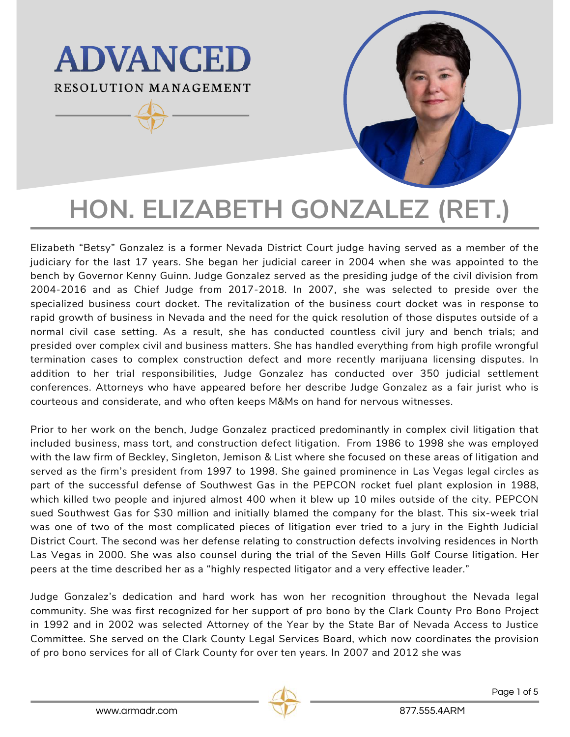# ADVANCED

RESOLUTION MANAGEMENT

# HON. ELIZABETH GONZALEZ (RET.)

Elizabeth "Betsy" Gonzalez is a former Nevada District Court judge having served as a member of the judiciary for the last 17 years. She began her judicial career in 2004 when she was appointed to the bench by Governor Kenny Guinn. Judge Gonzalez served as the presiding judge of the civil division from 2004-2016 and as Chief Judge from 2017-2018. In 2007, she was selected to preside over the specialized business court docket. The revitalization of the business court docket was in response to rapid growth of business in Nevada and the need for the quick resolution of those disputes outside of a normal civil case setting. As a result, she has conducted countless civil jury and bench trials; and presided over complex civil and business matters. She has handled everything from high profile wrongful termination cases to complex construction defect and more recently marijuana licensing disputes. In addition to her trial responsibilities, Judge Gonzalez has conducted over 350 judicial settlement conferences. Attorneys who have appeared before her describe Judge Gonzalez as a fair jurist who is courteous and considerate, and who often keeps M&Ms on hand for nervous witnesses.

Prior to her work on the bench, Judge Gonzalez practiced predominantly in complex civil litigation that included business, mass tort, and construction defect litigation. From 1986 to 1998 she was employed with the law firm of Beckley, Singleton, Jemison & List where she focused on these areas of litigation and served as the firm's president from 1997 to 1998. She gained prominence in Las Vegas legal circles as part of the successful defense of Southwest Gas in the PEPCON rocket fuel plant explosion in 1988, which killed two people and injured almost 400 when it blew up 10 miles outside of the city. PEPCON sued Southwest Gas for $30 million and initially blamed the company for the blast. This six-week trial was one of two of the most complicated pieces of litigation ever tried to a jury in the Eighth Judicial District Court. The second was her defense relating to construction defects involving residences in North Las Vegas in 2000. She was also counsel during the trial of the Seven Hills Golf Course litigation. Her peers at the time described her as a "highly respected litigator and a very effective leader."

Judge Gonzalez's dedication and hard work has won her recognition throughout the Nevada legal community. She was first recognized for her support of pro bono by the Clark County Pro Bono Project in 1992 and in 2002 was selected Attorney of the Year by the State Bar of Nevada Access to Justice Committee. She served on the Clark County Legal Services Board, which now coordinates the provision of pro bono services for all of Clark County for over ten years. In 2007 and 2012 she was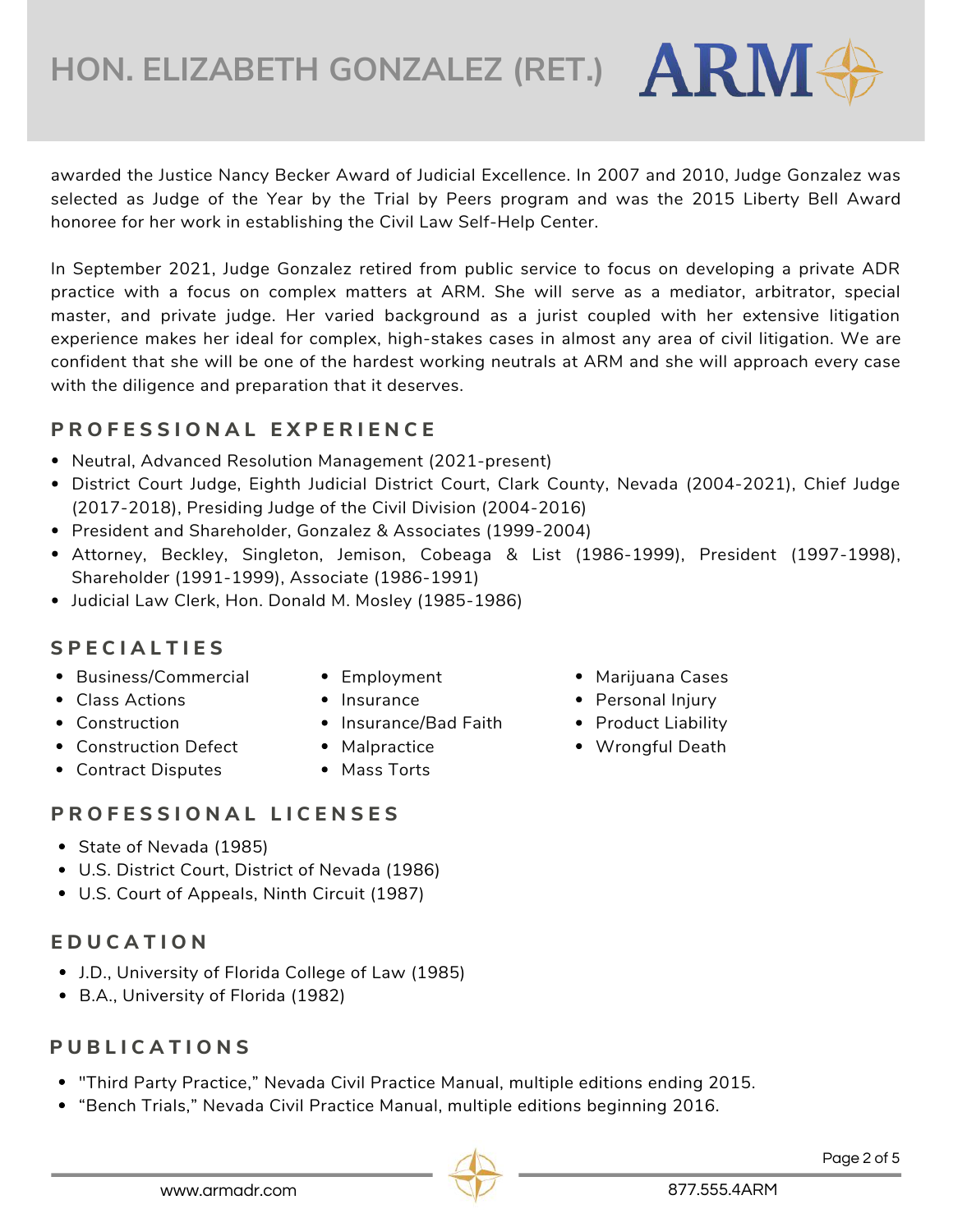awarded the Justice Nancy Becker Award of Judicial Excellence. In 2007 and 2010, Judge Gonzalez was selected as Judge of the Year by the Trial by Peers program and was the 2015 Liberty Bell Award honoree for her work in establishing the Civil Law Self-Help Center.

In September 2021, Judge Gonzalez retired from public service to focus on developing a private ADR practice with a focus on complex matters at ARM. She will serve as a mediator, arbitrator, special master, and private judge. Her varied background as a jurist coupled with her extensive litigation experience makes her ideal for complex, high-stakes cases in almost any area of civil litigation. We are confident that she will be one of the hardest working neutrals at ARM and she will approach every case with the diligence and preparation that it deserves.

## PROFESSIONAL EXPERIENCE

- Neutral, Advanced Resolution Management (2021-present)
- District Court Judge, Eighth Judicial District Court, Clark County, Nevada (2004-2021), Chief Judge (2017-2018), Presiding Judge of the Civil Division (2004-2016)
- President and Shareholder, Gonzalez & Associates (1999-2004)
- Attorney, Beckley, Singleton, Jemison, Cobeaga & List (1986-1999), President (1997-1998), Shareholder (1991-1999), Associate (1986-1991)
- Judicial Law Clerk, Hon. Donald M. Mosley (1985-1986)

## SPECIALTIES

- Business/Commercial
- Class Actions
- Construction
- Construction Defect
- Contract Disputes
- Employment
- Insurance
- Insurance/Bad Faith
- Malpractice
- Mass Torts
- Marijuana Cases
- Personal Injury
- Product Liability
- Wrongful Death

## PROFESSIONAL LICENSES

- State of Nevada (1985)
- U.S. District Court, District of Nevada (1986)
- U.S. Court of Appeals, Ninth Circuit (1987)

## EDUCATION

- J.D., University of Florida College of Law (1985)
- B.A., University of Florida (1982)

## PUBLICATIONS

- "Third Party Practice," Nevada Civil Practice Manual, multiple editions ending 2015.
- "Bench Trials," Nevada Civil Practice Manual, multiple editions beginning 2016.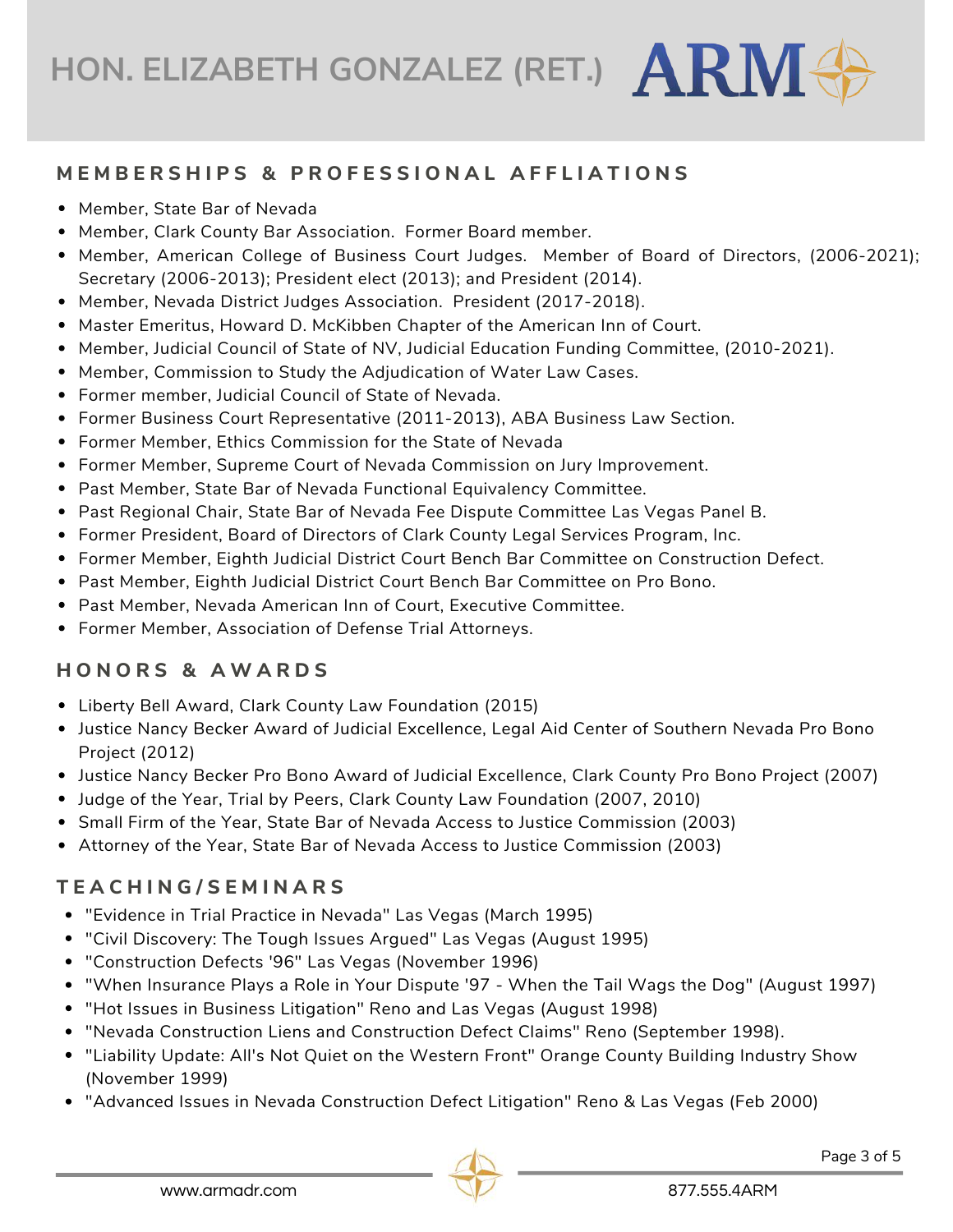## MEMBERSHIPS & PROFESSIONAL AFFLIATIONS

- Member, State Bar of Nevada
- Member, Clark County Bar Association. Former Board member.
- Member, American College of Business Court Judges. Member of Board of Directors, (2006-2021); Secretary (2006-2013); President elect (2013); and President (2014).
- Member, Nevada District Judges Association. President (2017-2018).
- Master Emeritus, Howard D. McKibben Chapter of the American Inn of Court.
- Member, Judicial Council of State of NV, Judicial Education Funding Committee, (2010-2021).
- Member, Commission to Study the Adjudication of Water Law Cases.
- Former member, Judicial Council of State of Nevada.
- Former Business Court Representative (2011-2013), ABA Business Law Section.
- Former Member, Ethics Commission for the State of Nevada
- Former Member, Supreme Court of Nevada Commission on Jury Improvement.
- Past Member, State Bar of Nevada Functional Equivalency Committee.
- Past Regional Chair, State Bar of Nevada Fee Dispute Committee Las Vegas Panel B.
- Former President, Board of Directors of Clark County Legal Services Program, Inc.
- Former Member, Eighth Judicial District Court Bench Bar Committee on Construction Defect.
- Past Member, Eighth Judicial District Court Bench Bar Committee on Pro Bono.
- Past Member, Nevada American Inn of Court, Executive Committee.
- Former Member, Association of Defense Trial Attorneys.

## HONORS & AWARDS

- Liberty Bell Award, Clark County Law Foundation (2015)
- Justice Nancy Becker Award of Judicial Excellence, Legal Aid Center of Southern Nevada Pro Bono Project (2012)
- Justice Nancy Becker Pro Bono Award of Judicial Excellence, Clark County Pro Bono Project (2007)
- Judge of the Year, Trial by Peers, Clark County Law Foundation (2007, 2010)
- Small Firm of the Year, State Bar of Nevada Access to Justice Commission (2003)
- Attorney of the Year, State Bar of Nevada Access to Justice Commission (2003)

## TEACHING/SEMINARS

- "Evidence in Trial Practice in Nevada" Las Vegas (March 1995)
- "Civil Discovery: The Tough Issues Argued" Las Vegas (August 1995)
- "Construction Defects '96" Las Vegas (November 1996)
- "When Insurance Plays a Role in Your Dispute '97 - When the Tail Wags the Dog" (August 1997)
- "Hot Issues in Business Litigation" Reno and Las Vegas (August 1998)
- "Nevada Construction Liens and Construction Defect Claims" Reno (September 1998).
- "Liability Update: All's Not Quiet on the Western Front" Orange County Building Industry Show (November 1999)
- "Advanced Issues in Nevada Construction Defect Litigation" Reno & Las Vegas (Feb 2000)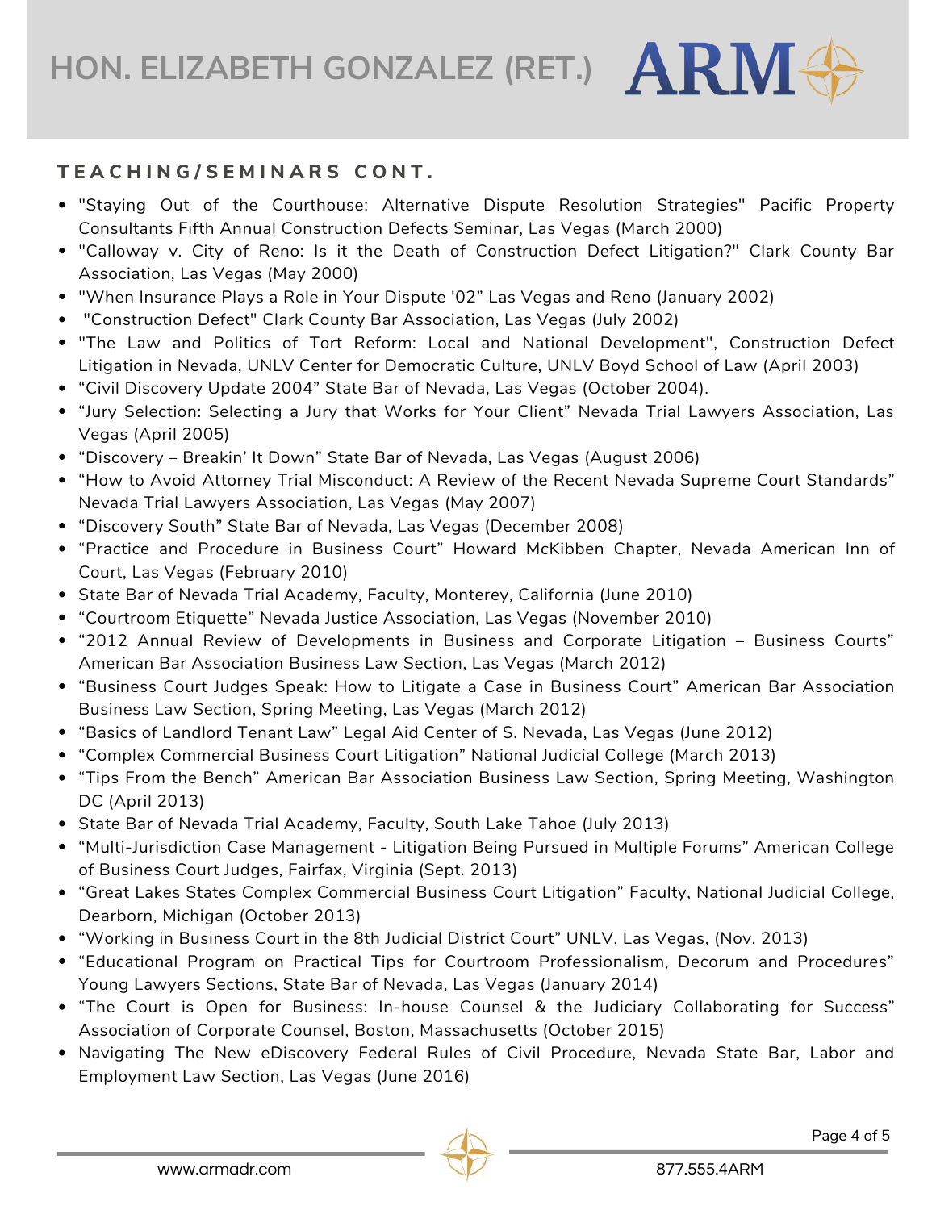## TEACHING/SEMINARS CONT.

- "Staying Out of the Courthouse: Alternative Dispute Resolution Strategies" Pacific Property Consultants Fifth Annual Construction Defects Seminar, Las Vegas (March 2000)
- "Calloway v. City of Reno: Is it the Death of Construction Defect Litigation?" Clark County Bar Association, Las Vegas (May 2000)
- "When Insurance Plays a Role in Your Dispute '02" Las Vegas and Reno (January 2002)
- "Construction Defect" Clark County Bar Association, Las Vegas (July 2002)
- "The Law and Politics of Tort Reform: Local and National Development", Construction Defect Litigation in Nevada, UNLV Center for Democratic Culture, UNLV Boyd School of Law (April 2003)
- "Civil Discovery Update 2004" State Bar of Nevada, Las Vegas (October 2004).
- "Jury Selection: Selecting a Jury that Works for Your Client" Nevada Trial Lawyers Association, Las Vegas (April 2005)
- "Discovery – Breakin' It Down" State Bar of Nevada, Las Vegas (August 2006)
- "How to Avoid Attorney Trial Misconduct: A Review of the Recent Nevada Supreme Court Standards" Nevada Trial Lawyers Association, Las Vegas (May 2007)
- "Discovery South" State Bar of Nevada, Las Vegas (December 2008)
- "Practice and Procedure in Business Court" Howard McKibben Chapter, Nevada American Inn of Court, Las Vegas (February 2010)
- State Bar of Nevada Trial Academy, Faculty, Monterey, California (June 2010)
- "Courtroom Etiquette" Nevada Justice Association, Las Vegas (November 2010)
- "2012 Annual Review of Developments in Business and Corporate Litigation – Business Courts" American Bar Association Business Law Section, Las Vegas (March 2012)
- "Business Court Judges Speak: How to Litigate a Case in Business Court" American Bar Association Business Law Section, Spring Meeting, Las Vegas (March 2012)
- "Basics of Landlord Tenant Law" Legal Aid Center of S. Nevada, Las Vegas (June 2012)
- "Complex Commercial Business Court Litigation" National Judicial College (March 2013)
- "Tips From the Bench" American Bar Association Business Law Section, Spring Meeting, Washington DC (April 2013)
- State Bar of Nevada Trial Academy, Faculty, South Lake Tahoe (July 2013)
- "Multi-Jurisdiction Case Management - Litigation Being Pursued in Multiple Forums" American College of Business Court Judges, Fairfax, Virginia (Sept. 2013)
- "Great Lakes States Complex Commercial Business Court Litigation" Faculty, National Judicial College, Dearborn, Michigan (October 2013)
- "Working in Business Court in the 8th Judicial District Court" UNLV, Las Vegas, (Nov. 2013)
- "Educational Program on Practical Tips for Courtroom Professionalism, Decorum and Procedures" Young Lawyers Sections, State Bar of Nevada, Las Vegas (January 2014)
- "The Court is Open for Business: In-house Counsel & the Judiciary Collaborating for Success" Association of Corporate Counsel, Boston, Massachusetts (October 2015)
- Navigating The New eDiscovery Federal Rules of Civil Procedure, Nevada State Bar, Labor and Employment Law Section, Las Vegas (June 2016)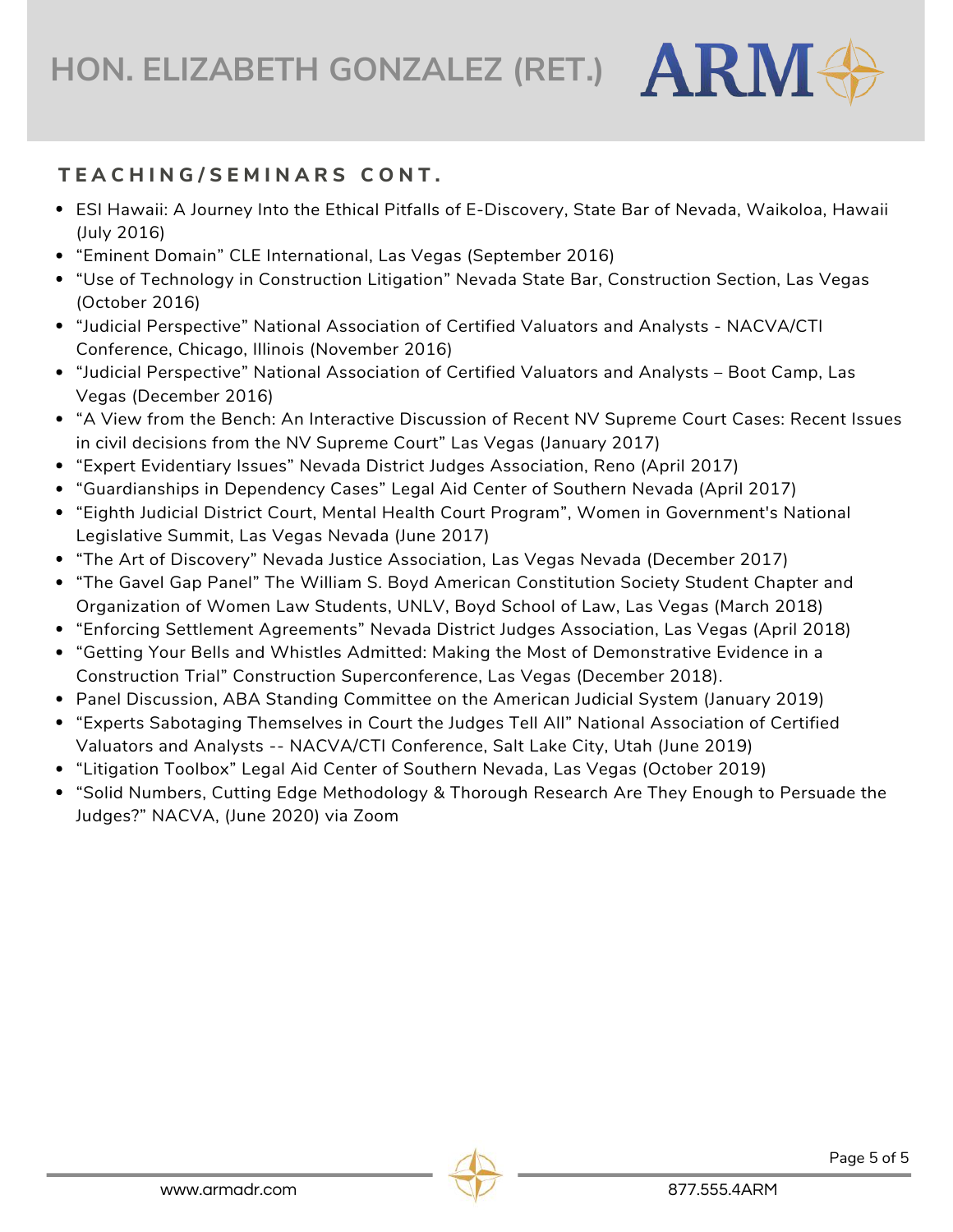## TEACHING/SEMINARS CONT.

- ESI Hawaii: A Journey Into the Ethical Pitfalls of E-Discovery, State Bar of Nevada, Waikoloa, Hawaii (July 2016)
- “Eminent Domain” CLE International, Las Vegas (September 2016)
- “Use of Technology in Construction Litigation” Nevada State Bar, Construction Section, Las Vegas (October 2016)
- “Judicial Perspective” National Association of Certified Valuators and Analysts - NACVA/CTI Conference, Chicago, Illinois (November 2016)
- “Judicial Perspective” National Association of Certified Valuators and Analysts – Boot Camp, Las Vegas (December 2016)
- “A View from the Bench: An Interactive Discussion of Recent NV Supreme Court Cases: Recent Issues in civil decisions from the NV Supreme Court” Las Vegas (January 2017)
- “Expert Evidentiary Issues” Nevada District Judges Association, Reno (April 2017)
- “Guardianships in Dependency Cases” Legal Aid Center of Southern Nevada (April 2017)
- “Eighth Judicial District Court, Mental Health Court Program”, Women in Government's National Legislative Summit, Las Vegas Nevada (June 2017)
- “The Art of Discovery” Nevada Justice Association, Las Vegas Nevada (December 2017)
- “The Gavel Gap Panel” The William S. Boyd American Constitution Society Student Chapter and Organization of Women Law Students, UNLV, Boyd School of Law, Las Vegas (March 2018)
- “Enforcing Settlement Agreements” Nevada District Judges Association, Las Vegas (April 2018)
- “Getting Your Bells and Whistles Admitted: Making the Most of Demonstrative Evidence in a Construction Trial” Construction Superconference, Las Vegas (December 2018).
- Panel Discussion, ABA Standing Committee on the American Judicial System (January 2019)
- “Experts Sabotaging Themselves in Court the Judges Tell All” National Association of Certified Valuators and Analysts -- NACVA/CTI Conference, Salt Lake City, Utah (June 2019)
- “Litigation Toolbox” Legal Aid Center of Southern Nevada, Las Vegas (October 2019)
- “Solid Numbers, Cutting Edge Methodology & Thorough Research Are They Enough to Persuade the Judges?” NACVA, (June 2020) via Zoom